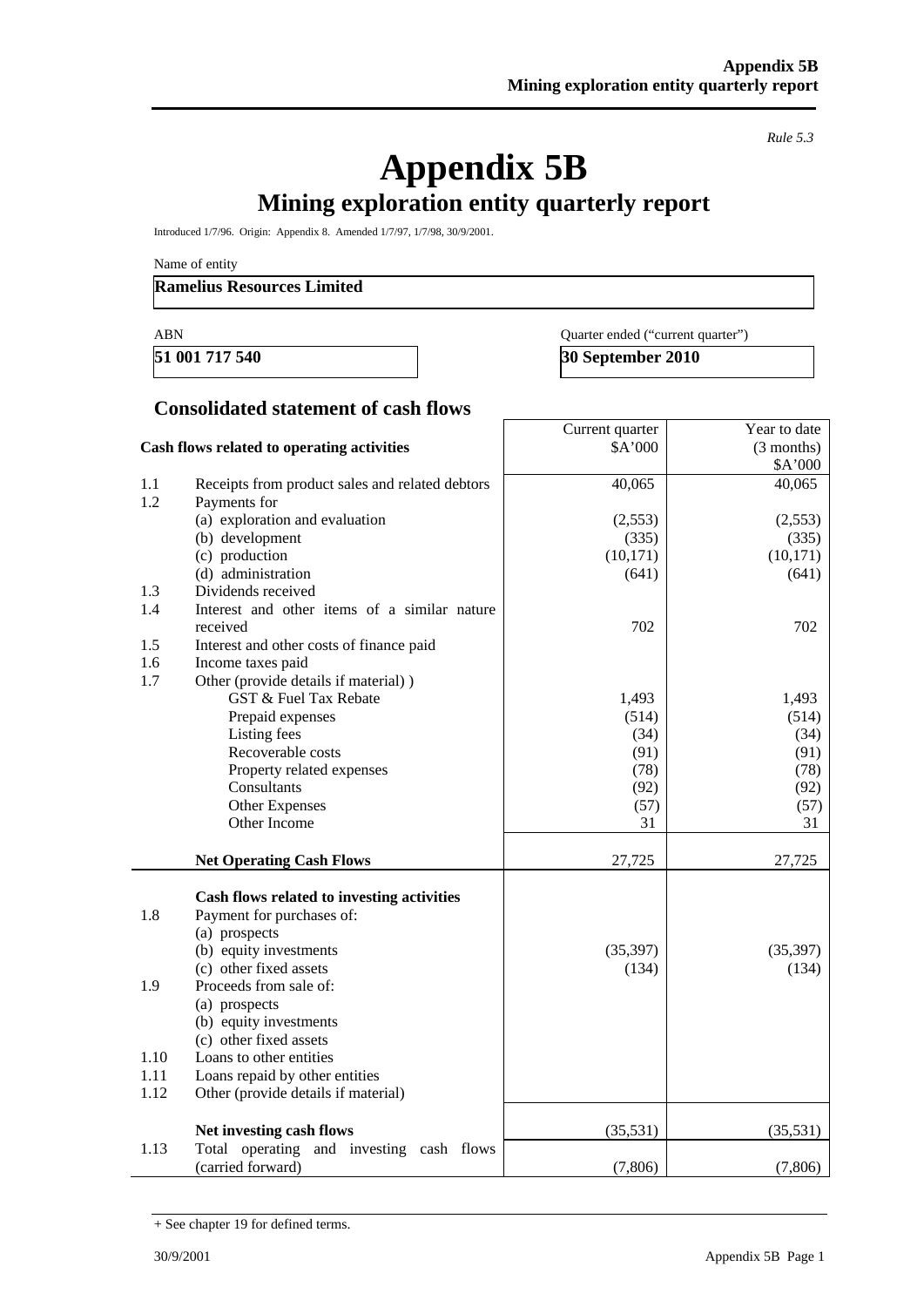*Rule 5.3*

# Appendix 5B

## Mining exploration entity quarterly report

Introduced 1/7/96. Origin: Appendix 8. Amended 1/7/97, 1/7/98, 30/9/2001.

Name of entity

**Ramelius Resources Limited**

| ABN | Quarter ended ("current quarter") |
|---|---|
| **51 001 717 540** | **30 September 2010** |

## Consolidated statement of cash flows

| | Cash flows related to operating activities | Current quarter $A'000 | Year to date (3 months) $A'000 |
|---|---|---|---|
| 1.1 | Receipts from product sales and related debtors | 40,065 | 40,065 |
| 1.2 | Payments for | | |
| | (a) exploration and evaluation | (2,553) | (2,553) |
| | (b) development | (335) | (335) |
| | (c) production | (10,171) | (10,171) |
| | (d) administration | (641) | (641) |
| 1.3 | Dividends received | | |
| 1.4 | Interest and other items of a similar nature received | 702 | 702 |
| 1.5 | Interest and other costs of finance paid | | |
| 1.6 | Income taxes paid | | |
| 1.7 | Other (provide details if material) ) | | |
| | GST & Fuel Tax Rebate | 1,493 | 1,493 |
| | Prepaid expenses | (514) | (514) |
| | Listing fees | (34) | (34) |
| | Recoverable costs | (91) | (91) |
| | Property related expenses | (78) | (78) |
| | Consultants | (92) | (92) |
| | Other Expenses | (57) | (57) |
| | Other Income | 31 | 31 |
| | **Net Operating Cash Flows** | 27,725 | 27,725 |
| | **Cash flows related to investing activities** | | |
| 1.8 | Payment for purchases of: | | |
| | (a) prospects | | |
| | (b) equity investments | (35,397) | (35,397) |
| | (c) other fixed assets | (134) | (134) |
| 1.9 | Proceeds from sale of: | | |
| | (a) prospects | | |
| | (b) equity investments | | |
| | (c) other fixed assets | | |
| 1.10 | Loans to other entities | | |
| 1.11 | Loans repaid by other entities | | |
| 1.12 | Other (provide details if material) | | |
| | **Net investing cash flows** | (35,531) | (35,531) |
| 1.13 | Total operating and investing cash flows (carried forward) | (7,806) | (7,806) |

+ See chapter 19 for defined terms.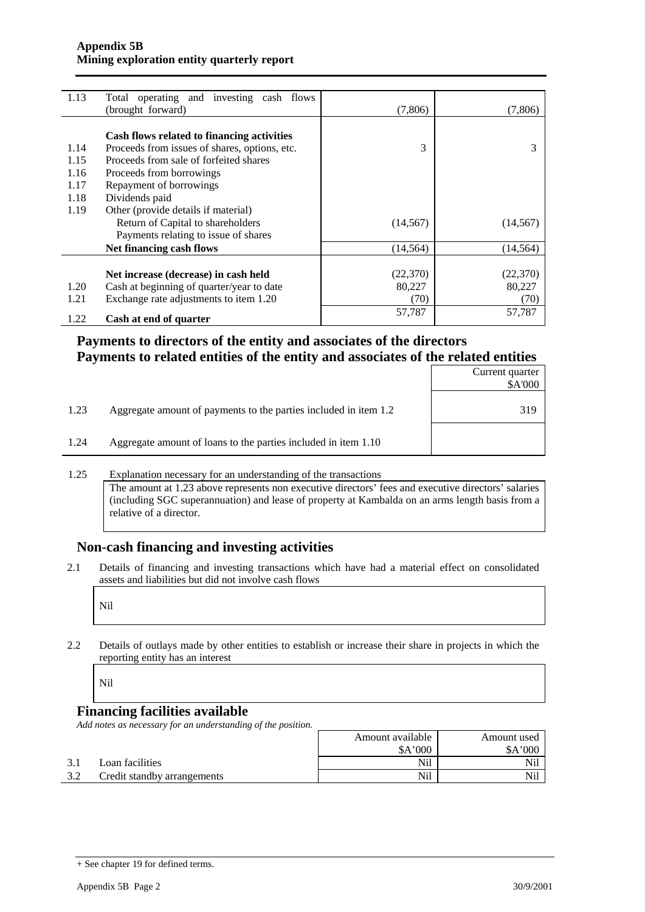| | | | |
|---|---|---|---|
| 1.13 | Total operating and investing cash flows (brought forward) | (7,806) | (7,806) |
| | **Cash flows related to financing activities** | | |
| 1.14 | Proceeds from issues of shares, options, etc. | 3 | 3 |
| 1.15 | Proceeds from sale of forfeited shares | | |
| 1.16 | Proceeds from borrowings | | |
| 1.17 | Repayment of borrowings | | |
| 1.18 | Dividends paid | | |
| 1.19 | Other (provide details if material) | | |
| | Return of Capital to shareholders | (14,567) | (14,567) |
| | Payments relating to issue of shares | | |
| | **Net financing cash flows** | (14,564) | (14,564) |
| | **Net increase (decrease) in cash held** | (22,370) | (22,370) |
| 1.20 | Cash at beginning of quarter/year to date | 80,227 | 80,227 |
| 1.21 | Exchange rate adjustments to item 1.20 | (70) | (70) |
| 1.22 | **Cash at end of quarter** | 57,787 | 57,787 |

## Payments to directors of the entity and associates of the directors Payments to related entities of the entity and associates of the related entities

| | | Current quarter $A'000 |
|---|---|---|
| 1.23 | Aggregate amount of payments to the parties included in item 1.2 | 319 |
| 1.24 | Aggregate amount of loans to the parties included in item 1.10 | |

1.25 Explanation necessary for an understanding of the transactions

The amount at 1.23 above represents non executive directors' fees and executive directors' salaries (including SGC superannuation) and lease of property at Kambalda on an arms length basis from a relative of a director.

## Non-cash financing and investing activities

2.1 Details of financing and investing transactions which have had a material effect on consolidated assets and liabilities but did not involve cash flows

Nil

2.2 Details of outlays made by other entities to establish or increase their share in projects in which the reporting entity has an interest

Nil

## Financing facilities available

*Add notes as necessary for an understanding of the position.*

| | | Amount available $A'000 | Amount used $A'000 |
|---|---|---|---|
| 3.1 | Loan facilities | Nil | Nil |
| 3.2 | Credit standby arrangements | Nil | Nil |

+ See chapter 19 for defined terms.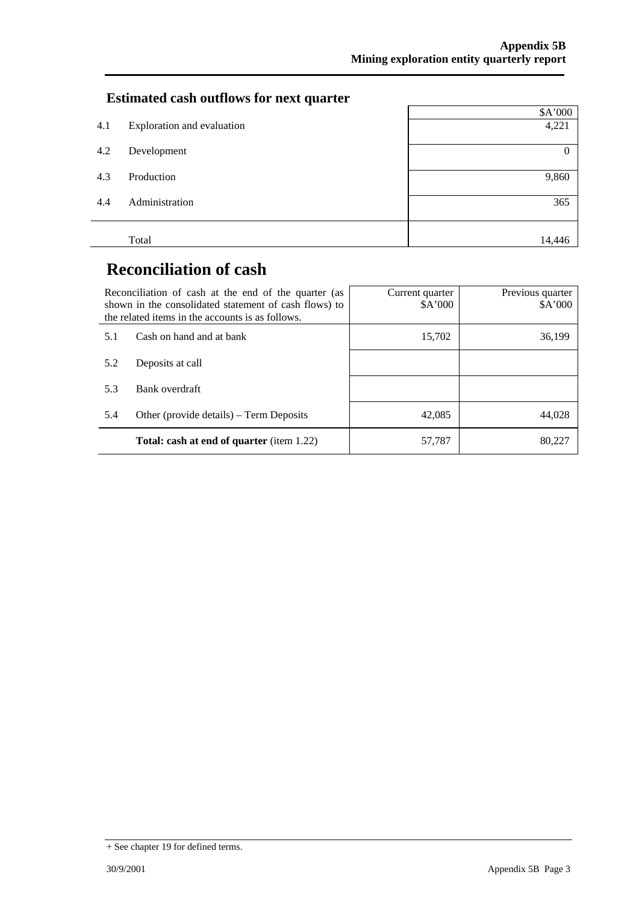## Estimated cash outflows for next quarter

| | | $A'000 |
|---|---|---|
| 4.1 | Exploration and evaluation | 4,221 |
| 4.2 | Development | 0 |
| 4.3 | Production | 9,860 |
| 4.4 | Administration | 365 |
| | Total | 14,446 |

# Reconciliation of cash

| Reconciliation of cash at the end of the quarter (as shown in the consolidated statement of cash flows) to the related items in the accounts is as follows. | | Current quarter $A'000 | Previous quarter $A'000 |
|---|---|---|---|
| 5.1 | Cash on hand and at bank | 15,702 | 36,199 |
| 5.2 | Deposits at call | | |
| 5.3 | Bank overdraft | | |
| 5.4 | Other (provide details) – Term Deposits | 42,085 | 44,028 |
| | **Total: cash at end of quarter** (item 1.22) | 57,787 | 80,227 |

+ See chapter 19 for defined terms.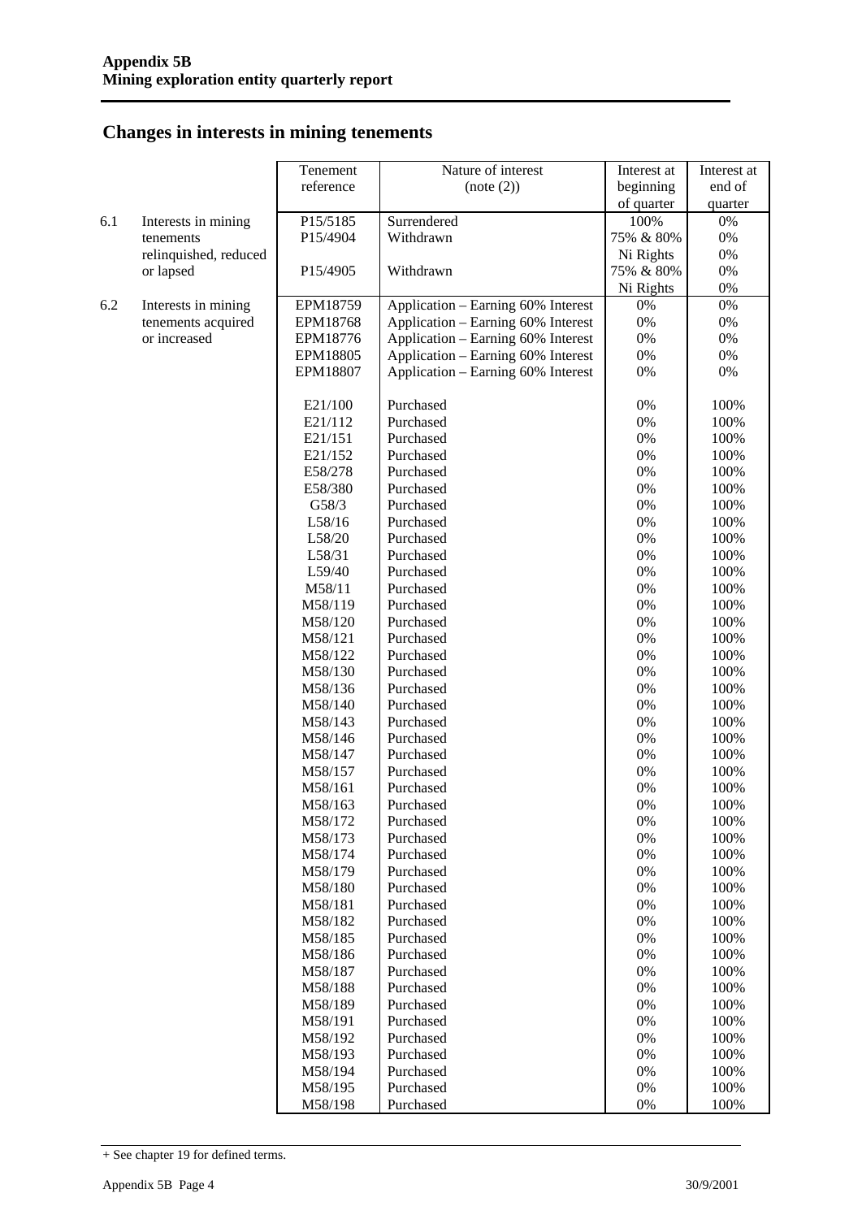## Changes in interests in mining tenements

| | | Tenement reference | Nature of interest (note (2)) | Interest at beginning of quarter | Interest at end of quarter |
|---|---|---|---|---|---|
| 6.1 | Interests in mining tenements relinquished, reduced or lapsed | P15/5185 | Surrendered | 100% | 0% |
| | | P15/4904 | Withdrawn | 75% & 80% Ni Rights | 0% |
| | | P15/4905 | Withdrawn | 75% & 80% Ni Rights | 0% |
| 6.2 | Interests in mining tenements acquired or increased | EPM18759 | Application – Earning 60% Interest | 0% | 0% |
| | | EPM18768 | Application – Earning 60% Interest | 0% | 0% |
| | | EPM18776 | Application – Earning 60% Interest | 0% | 0% |
| | | EPM18805 | Application – Earning 60% Interest | 0% | 0% |
| | | EPM18807 | Application – Earning 60% Interest | 0% | 0% |
| | | E21/100 | Purchased | 0% | 100% |
| | | E21/112 | Purchased | 0% | 100% |
| | | E21/151 | Purchased | 0% | 100% |
| | | E21/152 | Purchased | 0% | 100% |
| | | E58/278 | Purchased | 0% | 100% |
| | | E58/380 | Purchased | 0% | 100% |
| | | G58/3 | Purchased | 0% | 100% |
| | | L58/16 | Purchased | 0% | 100% |
| | | L58/20 | Purchased | 0% | 100% |
| | | L58/31 | Purchased | 0% | 100% |
| | | L59/40 | Purchased | 0% | 100% |
| | | M58/11 | Purchased | 0% | 100% |
| | | M58/119 | Purchased | 0% | 100% |
| | | M58/120 | Purchased | 0% | 100% |
| | | M58/121 | Purchased | 0% | 100% |
| | | M58/122 | Purchased | 0% | 100% |
| | | M58/130 | Purchased | 0% | 100% |
| | | M58/136 | Purchased | 0% | 100% |
| | | M58/140 | Purchased | 0% | 100% |
| | | M58/143 | Purchased | 0% | 100% |
| | | M58/146 | Purchased | 0% | 100% |
| | | M58/147 | Purchased | 0% | 100% |
| | | M58/157 | Purchased | 0% | 100% |
| | | M58/161 | Purchased | 0% | 100% |
| | | M58/163 | Purchased | 0% | 100% |
| | | M58/172 | Purchased | 0% | 100% |
| | | M58/173 | Purchased | 0% | 100% |
| | | M58/174 | Purchased | 0% | 100% |
| | | M58/179 | Purchased | 0% | 100% |
| | | M58/180 | Purchased | 0% | 100% |
| | | M58/181 | Purchased | 0% | 100% |
| | | M58/182 | Purchased | 0% | 100% |
| | | M58/185 | Purchased | 0% | 100% |
| | | M58/186 | Purchased | 0% | 100% |
| | | M58/187 | Purchased | 0% | 100% |
| | | M58/188 | Purchased | 0% | 100% |
| | | M58/189 | Purchased | 0% | 100% |
| | | M58/191 | Purchased | 0% | 100% |
| | | M58/192 | Purchased | 0% | 100% |
| | | M58/193 | Purchased | 0% | 100% |
| | | M58/194 | Purchased | 0% | 100% |
| | | M58/195 | Purchased | 0% | 100% |
| | | M58/198 | Purchased | 0% | 100% |

+ See chapter 19 for defined terms.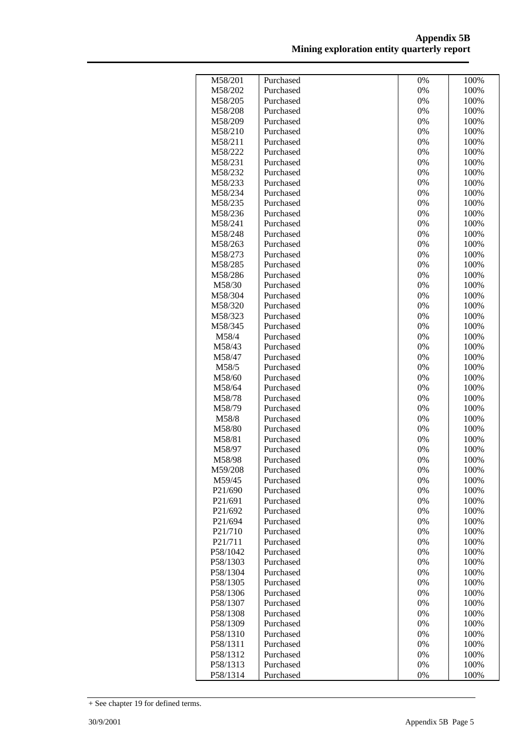| M58/201 | Purchased | 0% | 100% |
|---|---|---|---|
| M58/202 | Purchased | 0% | 100% |
| M58/205 | Purchased | 0% | 100% |
| M58/208 | Purchased | 0% | 100% |
| M58/209 | Purchased | 0% | 100% |
| M58/210 | Purchased | 0% | 100% |
| M58/211 | Purchased | 0% | 100% |
| M58/222 | Purchased | 0% | 100% |
| M58/231 | Purchased | 0% | 100% |
| M58/232 | Purchased | 0% | 100% |
| M58/233 | Purchased | 0% | 100% |
| M58/234 | Purchased | 0% | 100% |
| M58/235 | Purchased | 0% | 100% |
| M58/236 | Purchased | 0% | 100% |
| M58/241 | Purchased | 0% | 100% |
| M58/248 | Purchased | 0% | 100% |
| M58/263 | Purchased | 0% | 100% |
| M58/273 | Purchased | 0% | 100% |
| M58/285 | Purchased | 0% | 100% |
| M58/286 | Purchased | 0% | 100% |
| M58/30 | Purchased | 0% | 100% |
| M58/304 | Purchased | 0% | 100% |
| M58/320 | Purchased | 0% | 100% |
| M58/323 | Purchased | 0% | 100% |
| M58/345 | Purchased | 0% | 100% |
| M58/4 | Purchased | 0% | 100% |
| M58/43 | Purchased | 0% | 100% |
| M58/47 | Purchased | 0% | 100% |
| M58/5 | Purchased | 0% | 100% |
| M58/60 | Purchased | 0% | 100% |
| M58/64 | Purchased | 0% | 100% |
| M58/78 | Purchased | 0% | 100% |
| M58/79 | Purchased | 0% | 100% |
| M58/8 | Purchased | 0% | 100% |
| M58/80 | Purchased | 0% | 100% |
| M58/81 | Purchased | 0% | 100% |
| M58/97 | Purchased | 0% | 100% |
| M58/98 | Purchased | 0% | 100% |
| M59/208 | Purchased | 0% | 100% |
| M59/45 | Purchased | 0% | 100% |
| P21/690 | Purchased | 0% | 100% |
| P21/691 | Purchased | 0% | 100% |
| P21/692 | Purchased | 0% | 100% |
| P21/694 | Purchased | 0% | 100% |
| P21/710 | Purchased | 0% | 100% |
| P21/711 | Purchased | 0% | 100% |
| P58/1042 | Purchased | 0% | 100% |
| P58/1303 | Purchased | 0% | 100% |
| P58/1304 | Purchased | 0% | 100% |
| P58/1305 | Purchased | 0% | 100% |
| P58/1306 | Purchased | 0% | 100% |
| P58/1307 | Purchased | 0% | 100% |
| P58/1308 | Purchased | 0% | 100% |
| P58/1309 | Purchased | 0% | 100% |
| P58/1310 | Purchased | 0% | 100% |
| P58/1311 | Purchased | 0% | 100% |
| P58/1312 | Purchased | 0% | 100% |
| P58/1313 | Purchased | 0% | 100% |
| P58/1314 | Purchased | 0% | 100% |

+ See chapter 19 for defined terms.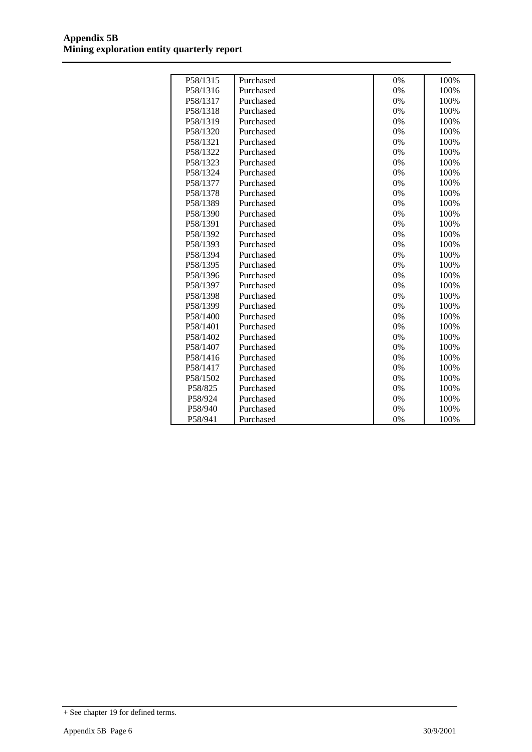| | | | |
|---|---|---|---|
| P58/1315 | Purchased | 0% | 100% |
| P58/1316 | Purchased | 0% | 100% |
| P58/1317 | Purchased | 0% | 100% |
| P58/1318 | Purchased | 0% | 100% |
| P58/1319 | Purchased | 0% | 100% |
| P58/1320 | Purchased | 0% | 100% |
| P58/1321 | Purchased | 0% | 100% |
| P58/1322 | Purchased | 0% | 100% |
| P58/1323 | Purchased | 0% | 100% |
| P58/1324 | Purchased | 0% | 100% |
| P58/1377 | Purchased | 0% | 100% |
| P58/1378 | Purchased | 0% | 100% |
| P58/1389 | Purchased | 0% | 100% |
| P58/1390 | Purchased | 0% | 100% |
| P58/1391 | Purchased | 0% | 100% |
| P58/1392 | Purchased | 0% | 100% |
| P58/1393 | Purchased | 0% | 100% |
| P58/1394 | Purchased | 0% | 100% |
| P58/1395 | Purchased | 0% | 100% |
| P58/1396 | Purchased | 0% | 100% |
| P58/1397 | Purchased | 0% | 100% |
| P58/1398 | Purchased | 0% | 100% |
| P58/1399 | Purchased | 0% | 100% |
| P58/1400 | Purchased | 0% | 100% |
| P58/1401 | Purchased | 0% | 100% |
| P58/1402 | Purchased | 0% | 100% |
| P58/1407 | Purchased | 0% | 100% |
| P58/1416 | Purchased | 0% | 100% |
| P58/1417 | Purchased | 0% | 100% |
| P58/1502 | Purchased | 0% | 100% |
| P58/825 | Purchased | 0% | 100% |
| P58/924 | Purchased | 0% | 100% |
| P58/940 | Purchased | 0% | 100% |
| P58/941 | Purchased | 0% | 100% |

+ See chapter 19 for defined terms.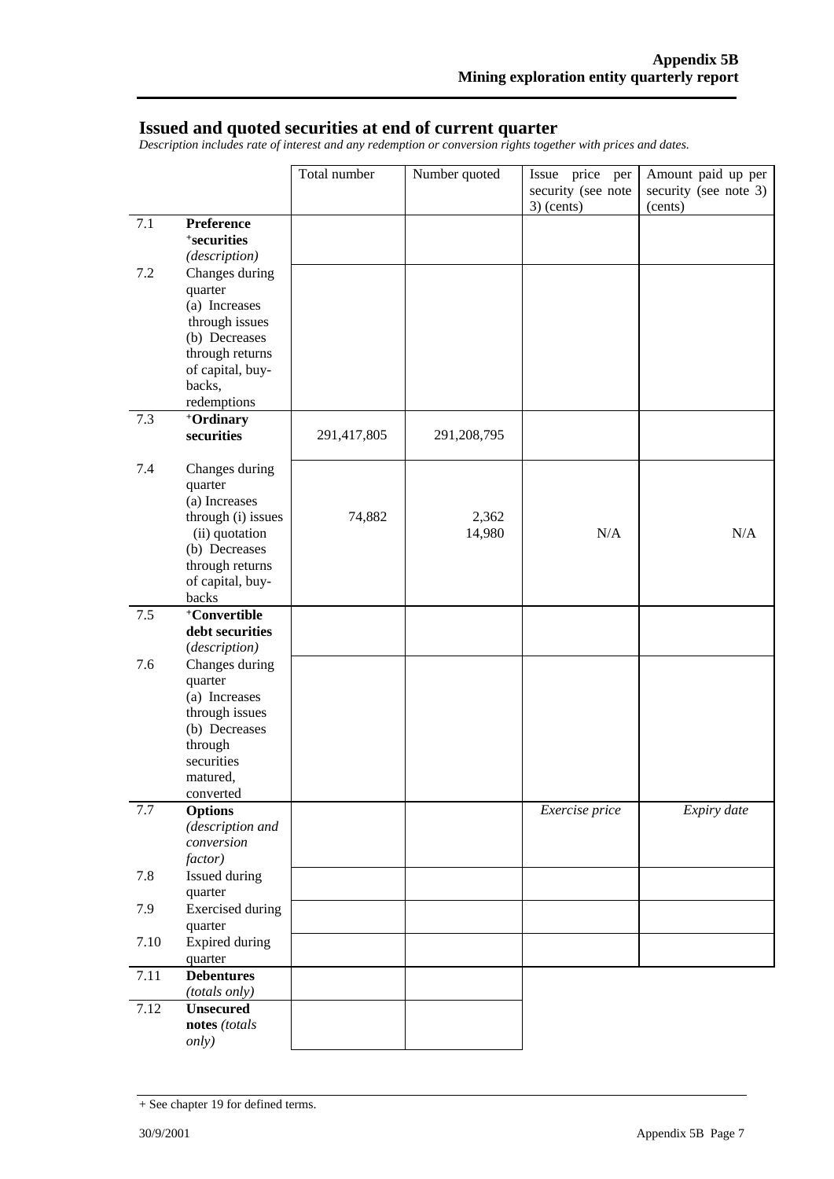## Issued and quoted securities at end of current quarter

*Description includes rate of interest and any redemption or conversion rights together with prices and dates.*

| | | Total number | Number quoted | Issue price per security (see note 3) (cents) | Amount paid up per security (see note 3) (cents) |
|---|---|---|---|---|---|
| 7.1 | **Preference +securities** *(description)* | | | | |
| 7.2 | Changes during quarter (a) Increases through issues (b) Decreases through returns of capital, buy-backs, redemptions | | | | |
| 7.3 | **+Ordinary securities** | 291,417,805 | 291,208,795 | | |
| 7.4 | Changes during quarter (a) Increases through (i) issues (ii) quotation (b) Decreases through returns of capital, buy-backs | 74,882 | 2,362 14,980 | N/A | N/A |
| 7.5 | **+Convertible debt securities** *(description)* | | | | |
| 7.6 | Changes during quarter (a) Increases through issues (b) Decreases through securities matured, converted | | | | |
| 7.7 | **Options** *(description and conversion factor)* | | | *Exercise price* | *Expiry date* |
| 7.8 | Issued during quarter | | | | |
| 7.9 | Exercised during quarter | | | | |
| 7.10 | Expired during quarter | | | | |
| 7.11 | **Debentures** *(totals only)* | | | | |
| 7.12 | **Unsecured notes** *(totals only)* | | | | |

+ See chapter 19 for defined terms.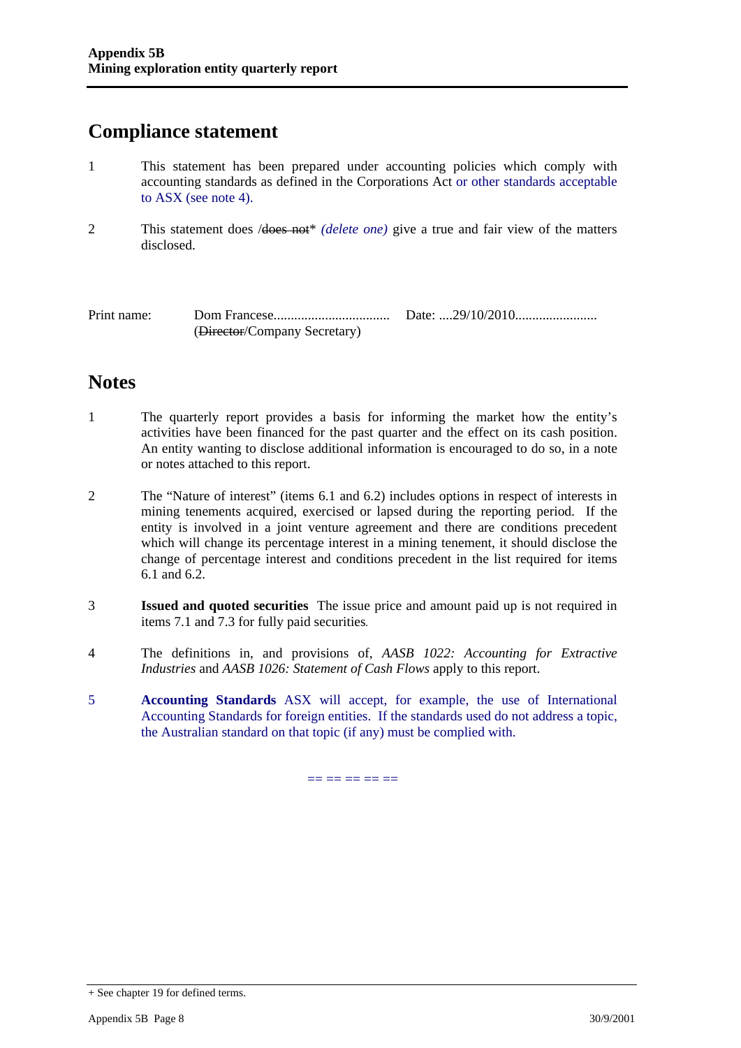# Compliance statement

1. This statement has been prepared under accounting policies which comply with accounting standards as defined in the Corporations Act or other standards acceptable to ASX (see note 4).

2. This statement does /~~does not~~* *(delete one)* give a true and fair view of the matters disclosed.

Print name: Dom Francese................................. Date: ....29/10/2010.......................
(~~Director~~/Company Secretary)

# Notes

1. The quarterly report provides a basis for informing the market how the entity's activities have been financed for the past quarter and the effect on its cash position. An entity wanting to disclose additional information is encouraged to do so, in a note or notes attached to this report.

2. The "Nature of interest" (items 6.1 and 6.2) includes options in respect of interests in mining tenements acquired, exercised or lapsed during the reporting period. If the entity is involved in a joint venture agreement and there are conditions precedent which will change its percentage interest in a mining tenement, it should disclose the change of percentage interest and conditions precedent in the list required for items 6.1 and 6.2.

3. **Issued and quoted securities** The issue price and amount paid up is not required in items 7.1 and 7.3 for fully paid securities.

4. The definitions in, and provisions of, *AASB 1022: Accounting for Extractive Industries* and *AASB 1026: Statement of Cash Flows* apply to this report.

5. **Accounting Standards** ASX will accept, for example, the use of International Accounting Standards for foreign entities. If the standards used do not address a topic, the Australian standard on that topic (if any) must be complied with.

== == == == ==

+ See chapter 19 for defined terms.